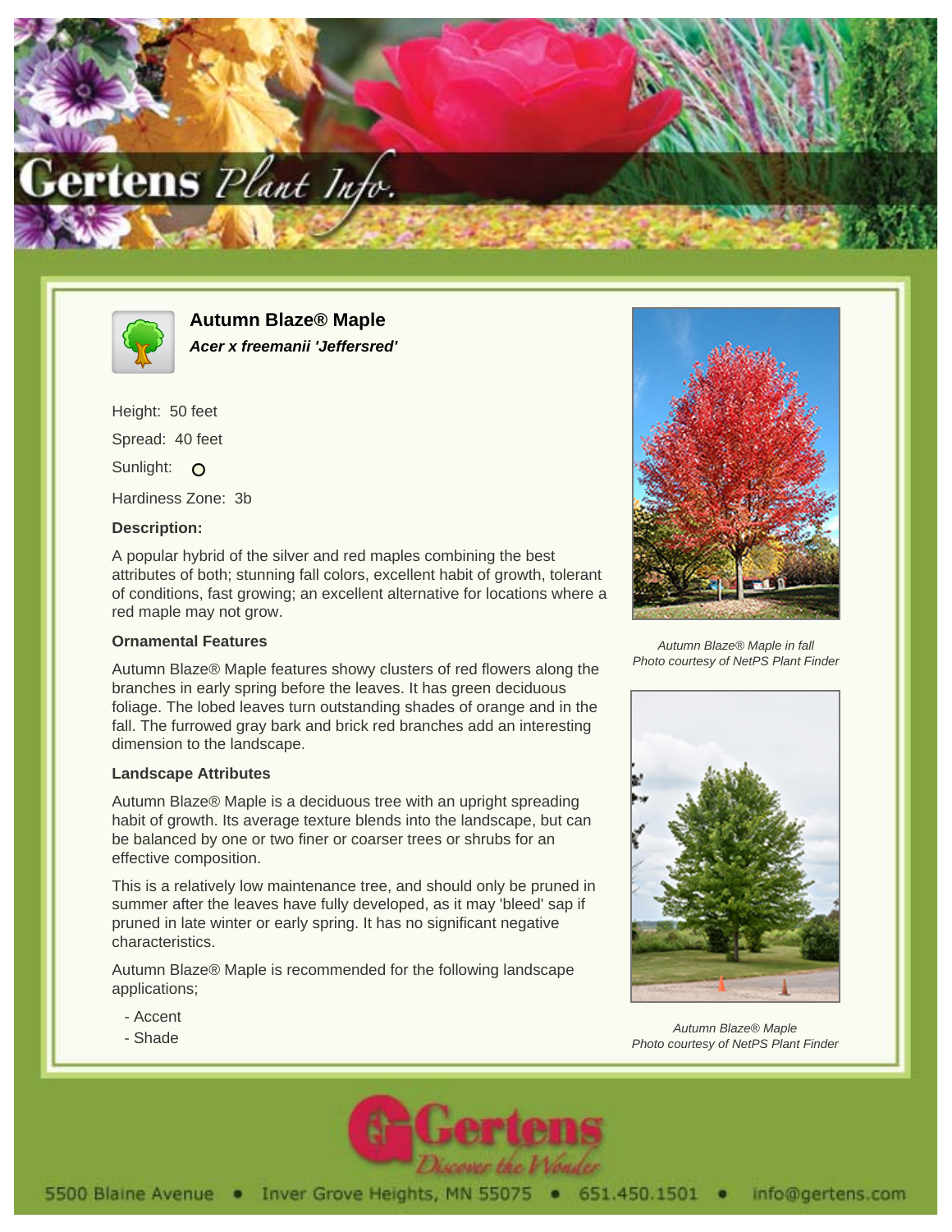# Autumn Blaze® Maple

***Acer x freemanii 'Jeffersred'***

Height: 50 feet

Spread: 40 feet

Sunlight: O

Hardiness Zone: 3b

### Description:

A popular hybrid of the silver and red maples combining the best attributes of both; stunning fall colors, excellent habit of growth, tolerant of conditions, fast growing; an excellent alternative for locations where a red maple may not grow.

### Ornamental Features

Autumn Blaze® Maple features showy clusters of red flowers along the branches in early spring before the leaves. It has green deciduous foliage. The lobed leaves turn outstanding shades of orange and in the fall. The furrowed gray bark and brick red branches add an interesting dimension to the landscape.

### Landscape Attributes

Autumn Blaze® Maple is a deciduous tree with an upright spreading habit of growth. Its average texture blends into the landscape, but can be balanced by one or two finer or coarser trees or shrubs for an effective composition.

This is a relatively low maintenance tree, and should only be pruned in summer after the leaves have fully developed, as it may 'bleed' sap if pruned in late winter or early spring. It has no significant negative characteristics.

Autumn Blaze® Maple is recommended for the following landscape applications;

- Accent
- Shade

*Autumn Blaze® Maple in fall*
*Photo courtesy of NetPS Plant Finder*

*Autumn Blaze® Maple*
*Photo courtesy of NetPS Plant Finder*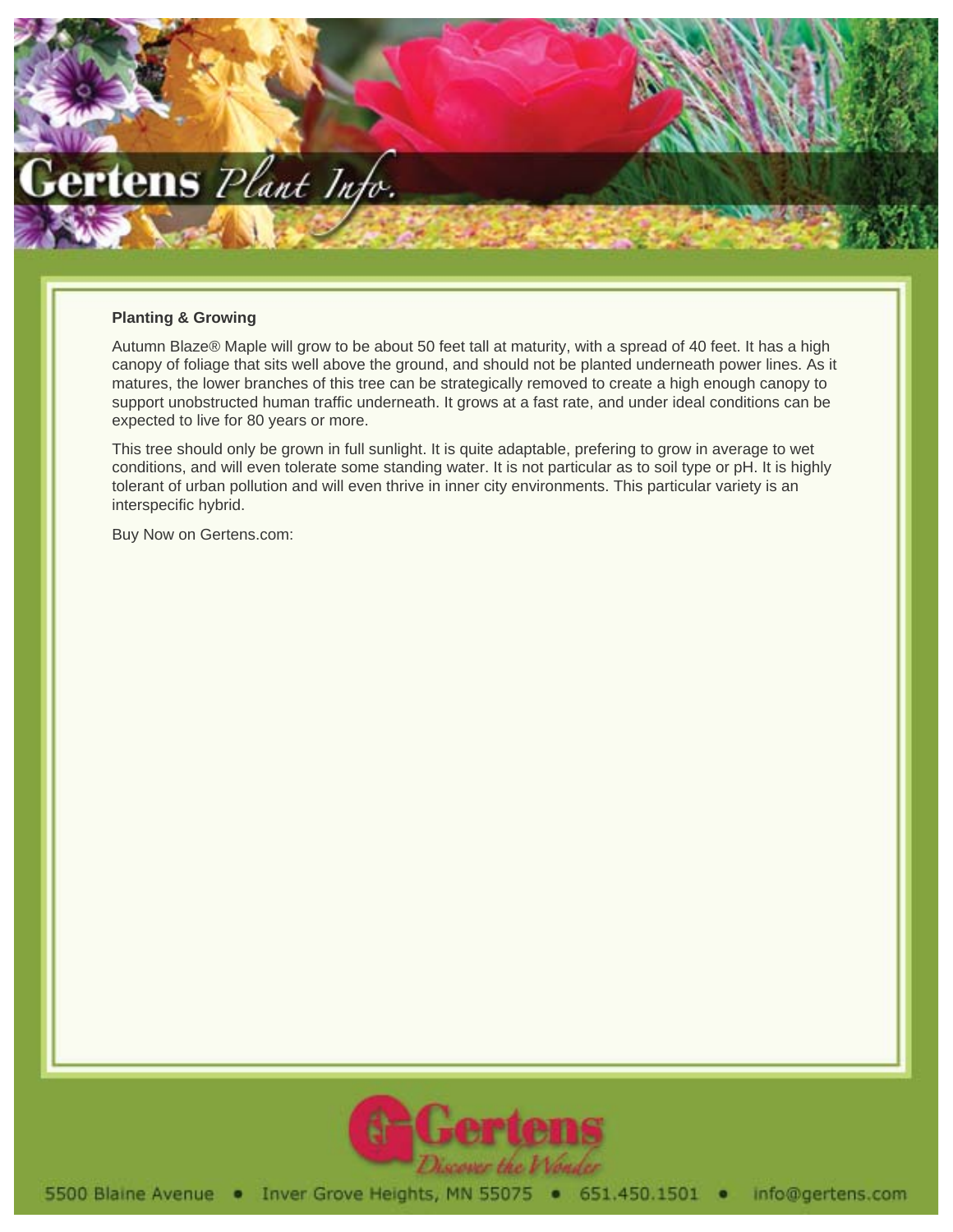**Planting & Growing**

Autumn Blaze® Maple will grow to be about 50 feet tall at maturity, with a spread of 40 feet. It has a high canopy of foliage that sits well above the ground, and should not be planted underneath power lines. As it matures, the lower branches of this tree can be strategically removed to create a high enough canopy to support unobstructed human traffic underneath. It grows at a fast rate, and under ideal conditions can be expected to live for 80 years or more.

This tree should only be grown in full sunlight. It is quite adaptable, prefering to grow in average to wet conditions, and will even tolerate some standing water. It is not particular as to soil type or pH. It is highly tolerant of urban pollution and will even thrive in inner city environments. This particular variety is an interspecific hybrid.

Buy Now on Gertens.com: